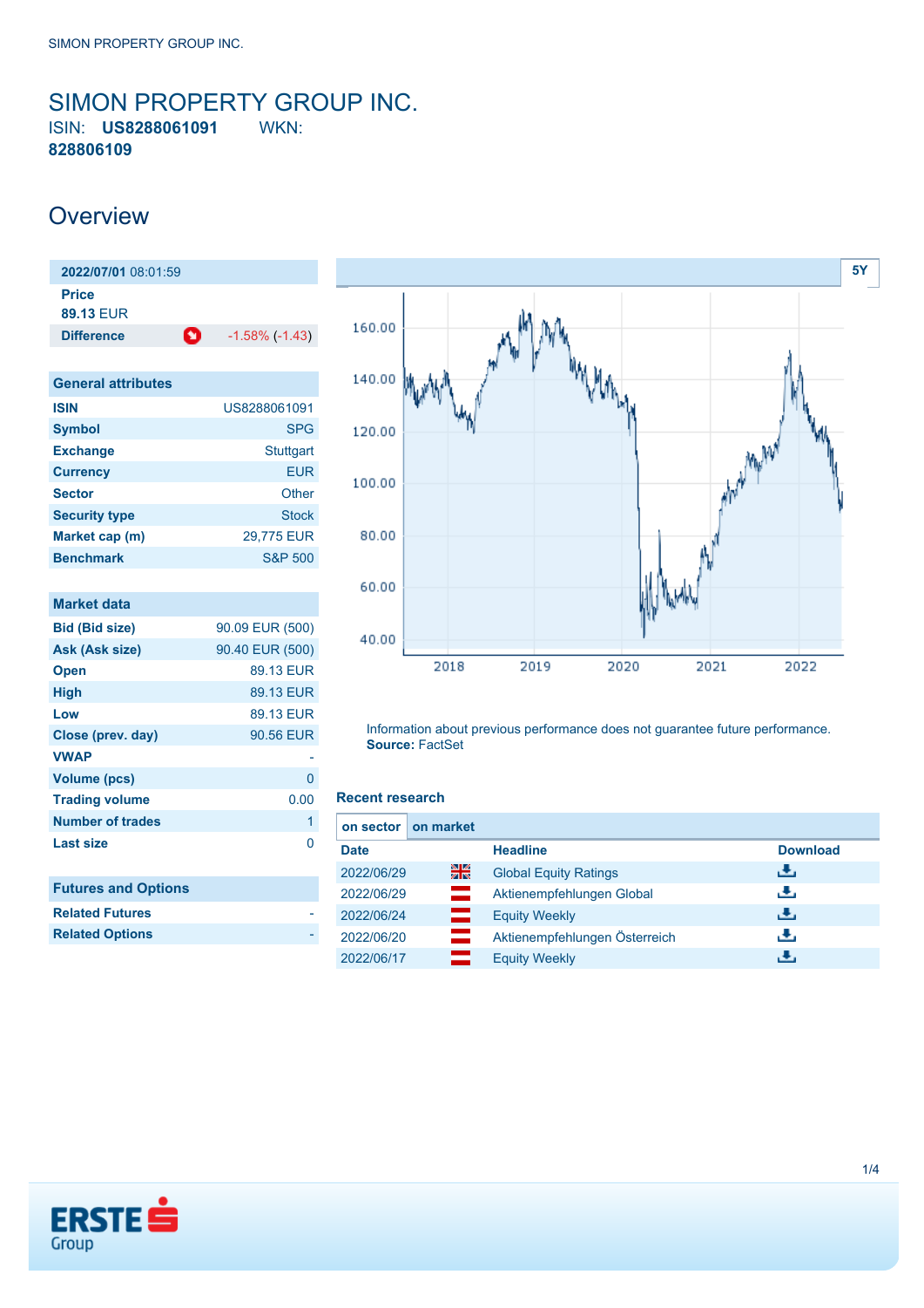# SIMON PROPERTY GROUP INC.

ISIN: **US8288061091** WKN: **828806109**

## Overview

| **2022/07/01** 08:01:59 | |
|---|---|
| **Price** | |
| **89.13** EUR | |
| **Difference** | -1.58% (-1.43) |

### General attributes

| | |
|---|---|
| **ISIN** | US8288061091 |
| **Symbol** | SPG |
| **Exchange** | Stuttgart |
| **Currency** | EUR |
| **Sector** | Other |
| **Security type** | Stock |
| **Market cap (m)** | 29,775 EUR |
| **Benchmark** | S&P 500 |

### Market data

| | |
|---|---|
| **Bid (Bid size)** | 90.09 EUR (500) |
| **Ask (Ask size)** | 90.40 EUR (500) |
| **Open** | 89.13 EUR |
| **High** | 89.13 EUR |
| **Low** | 89.13 EUR |
| **Close (prev. day)** | 90.56 EUR |
| **VWAP** | - |
| **Volume (pcs)** | 0 |
| **Trading volume** | 0.00 |
| **Number of trades** | 1 |
| **Last size** | 0 |

### Futures and Options

| | |
|---|---|
| **Related Futures** | - |
| **Related Options** | - |

Information about previous performance does not guarantee future performance.
**Source:** FactSet

### Recent research

| Date | | Headline | Download |
|---|---|---|---|
| 2022/06/29 | | Global Equity Ratings | |
| 2022/06/29 | | Aktienempfehlungen Global | |
| 2022/06/24 | | Equity Weekly | |
| 2022/06/20 | | Aktienempfehlungen Österreich | |
| 2022/06/17 | | Equity Weekly | |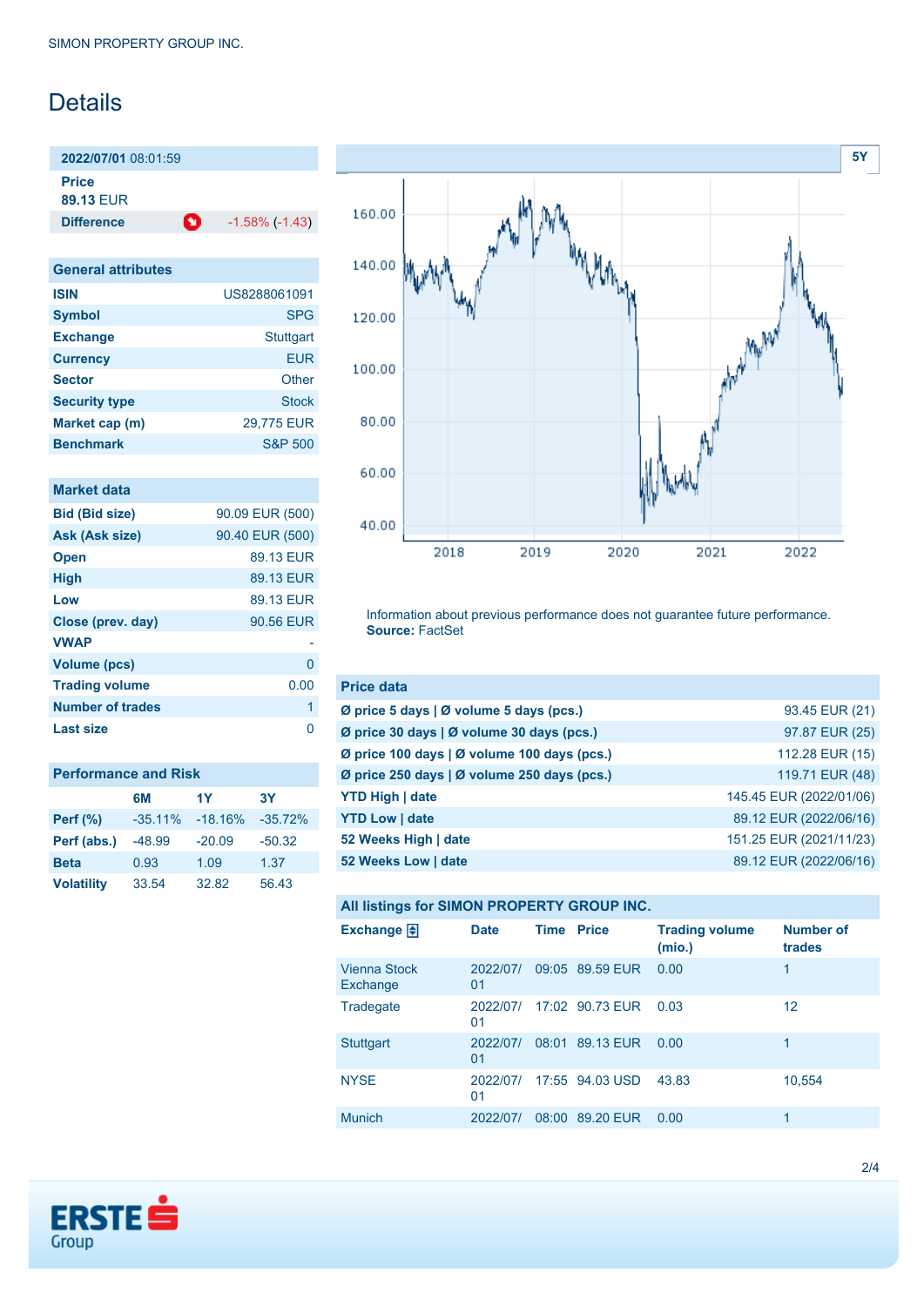SIMON PROPERTY GROUP INC.

# Details

**2022/07/01** 08:01:59

**Price**
**89.13** EUR

| **Difference** | -1.58% (-1.43) |
|---|---|

| General attributes | |
|---|---|
| **ISIN** | US8288061091 |
| **Symbol** | SPG |
| **Exchange** | Stuttgart |
| **Currency** | EUR |
| **Sector** | Other |
| **Security type** | Stock |
| **Market cap (m)** | 29,775 EUR |
| **Benchmark** | S&P 500 |

| Market data | |
|---|---|
| **Bid (Bid size)** | 90.09 EUR (500) |
| **Ask (Ask size)** | 90.40 EUR (500) |
| **Open** | 89.13 EUR |
| **High** | 89.13 EUR |
| **Low** | 89.13 EUR |
| **Close (prev. day)** | 90.56 EUR |
| **VWAP** | - |
| **Volume (pcs)** | 0 |
| **Trading volume** | 0.00 |
| **Number of trades** | 1 |
| **Last size** | 0 |

**Performance and Risk**

| | 6M | 1Y | 3Y |
|---|---|---|---|
| **Perf (%)** | -35.11% | -18.16% | -35.72% |
| **Perf (abs.)** | -48.99 | -20.09 | -50.32 |
| **Beta** | 0.93 | 1.09 | 1.37 |
| **Volatility** | 33.54 | 32.82 | 56.43 |

Information about previous performance does not guarantee future performance.
**Source:** FactSet

| Price data | |
|---|---|
| **Ø price 5 days \| Ø volume 5 days (pcs.)** | 93.45 EUR (21) |
| **Ø price 30 days \| Ø volume 30 days (pcs.)** | 97.87 EUR (25) |
| **Ø price 100 days \| Ø volume 100 days (pcs.)** | 112.28 EUR (15) |
| **Ø price 250 days \| Ø volume 250 days (pcs.)** | 119.71 EUR (48) |
| **YTD High \| date** | 145.45 EUR (2022/01/06) |
| **YTD Low \| date** | 89.12 EUR (2022/06/16) |
| **52 Weeks High \| date** | 151.25 EUR (2021/11/23) |
| **52 Weeks Low \| date** | 89.12 EUR (2022/06/16) |

**All listings for SIMON PROPERTY GROUP INC.**

| Exchange | Date | Time | Price | Trading volume (mio.) | Number of trades |
|---|---|---|---|---|---|
| Vienna Stock Exchange | 2022/07/01 | 09:05 | 89.59 EUR | 0.00 | 1 |
| Tradegate | 2022/07/01 | 17:02 | 90.73 EUR | 0.03 | 12 |
| Stuttgart | 2022/07/01 | 08:01 | 89.13 EUR | 0.00 | 1 |
| NYSE | 2022/07/01 | 17:55 | 94.03 USD | 43.83 | 10,554 |
| Munich | 2022/07/ | 08:00 | 89.20 EUR | 0.00 | 1 |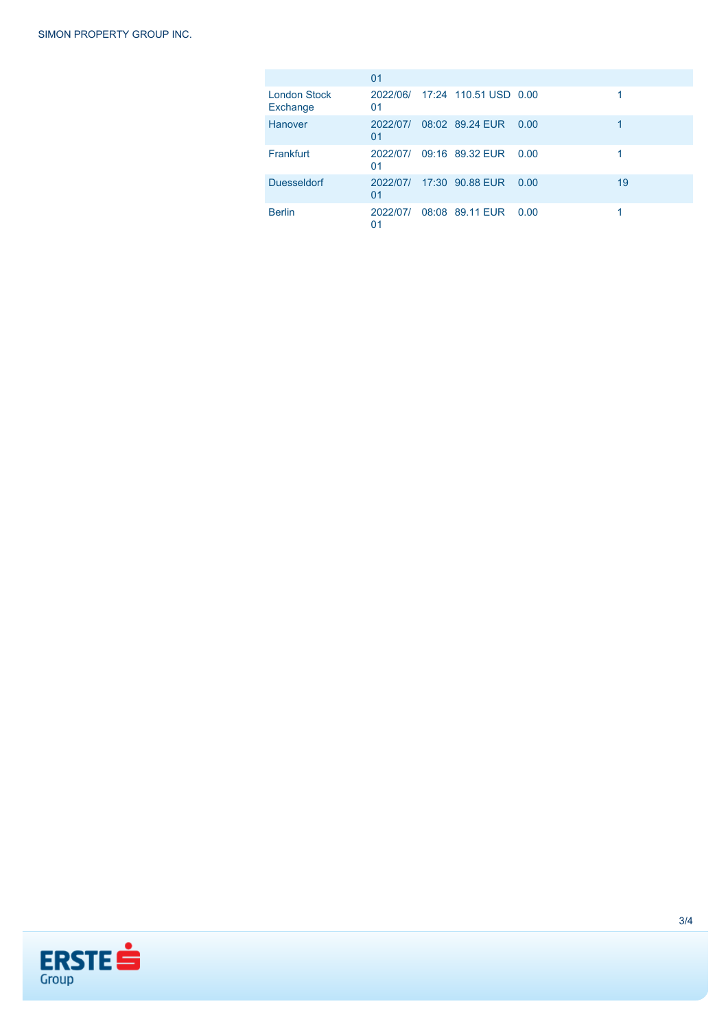| | | | | | |
|---|---|---|---|---|---|
| | 01 | | | | |
| London Stock Exchange | 2022/06/01 | 17:24 | 110.51 USD | 0.00 | 1 |
| Hanover | 2022/07/01 | 08:02 | 89.24 EUR | 0.00 | 1 |
| Frankfurt | 2022/07/01 | 09:16 | 89.32 EUR | 0.00 | 1 |
| Duesseldorf | 2022/07/01 | 17:30 | 90.88 EUR | 0.00 | 19 |
| Berlin | 2022/07/01 | 08:08 | 89.11 EUR | 0.00 | 1 |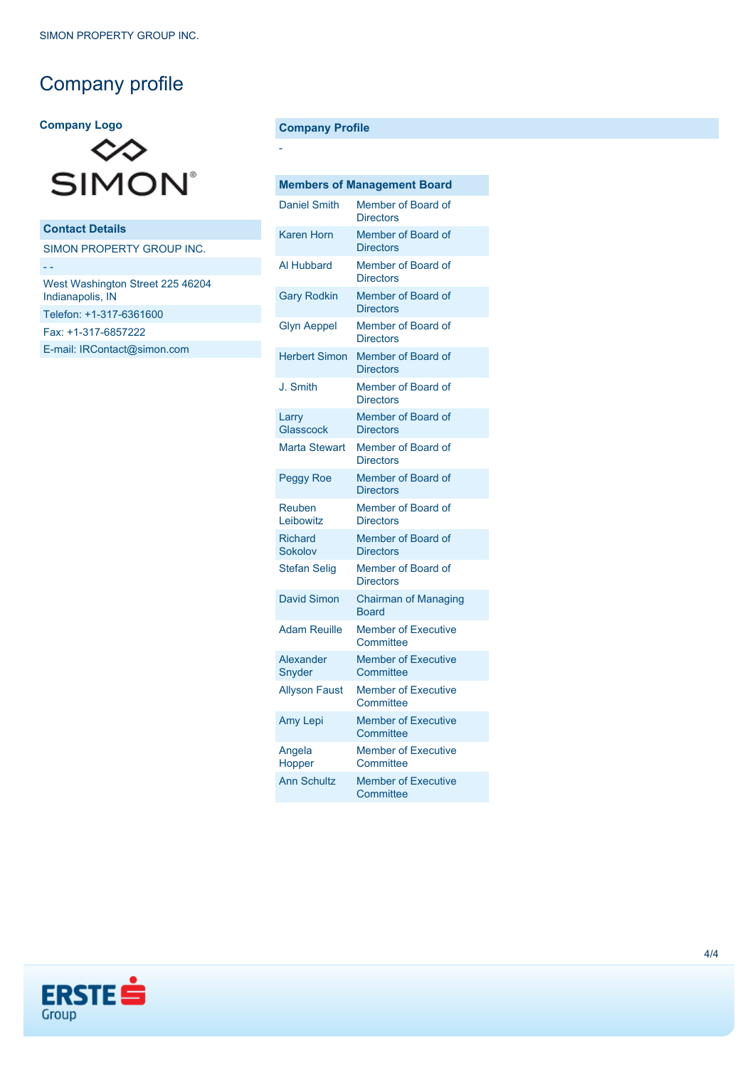# Company profile

**Company Logo**

| Contact Details |
|---|
| SIMON PROPERTY GROUP INC. |
| - - |
| West Washington Street 225 46204 Indianapolis, IN |
| Telefon: +1-317-6361600 |
| Fax: +1-317-6857222 |
| E-mail: IRContact@simon.com |

| Company Profile |
|---|
| - |

| Members of Management Board | |
|---|---|
| Daniel Smith | Member of Board of Directors |
| Karen Horn | Member of Board of Directors |
| Al Hubbard | Member of Board of Directors |
| Gary Rodkin | Member of Board of Directors |
| Glyn Aeppel | Member of Board of Directors |
| Herbert Simon | Member of Board of Directors |
| J. Smith | Member of Board of Directors |
| Larry Glasscock | Member of Board of Directors |
| Marta Stewart | Member of Board of Directors |
| Peggy Roe | Member of Board of Directors |
| Reuben Leibowitz | Member of Board of Directors |
| Richard Sokolov | Member of Board of Directors |
| Stefan Selig | Member of Board of Directors |
| David Simon | Chairman of Managing Board |
| Adam Reuille | Member of Executive Committee |
| Alexander Snyder | Member of Executive Committee |
| Allyson Faust | Member of Executive Committee |
| Amy Lepi | Member of Executive Committee |
| Angela Hopper | Member of Executive Committee |
| Ann Schultz | Member of Executive Committee |